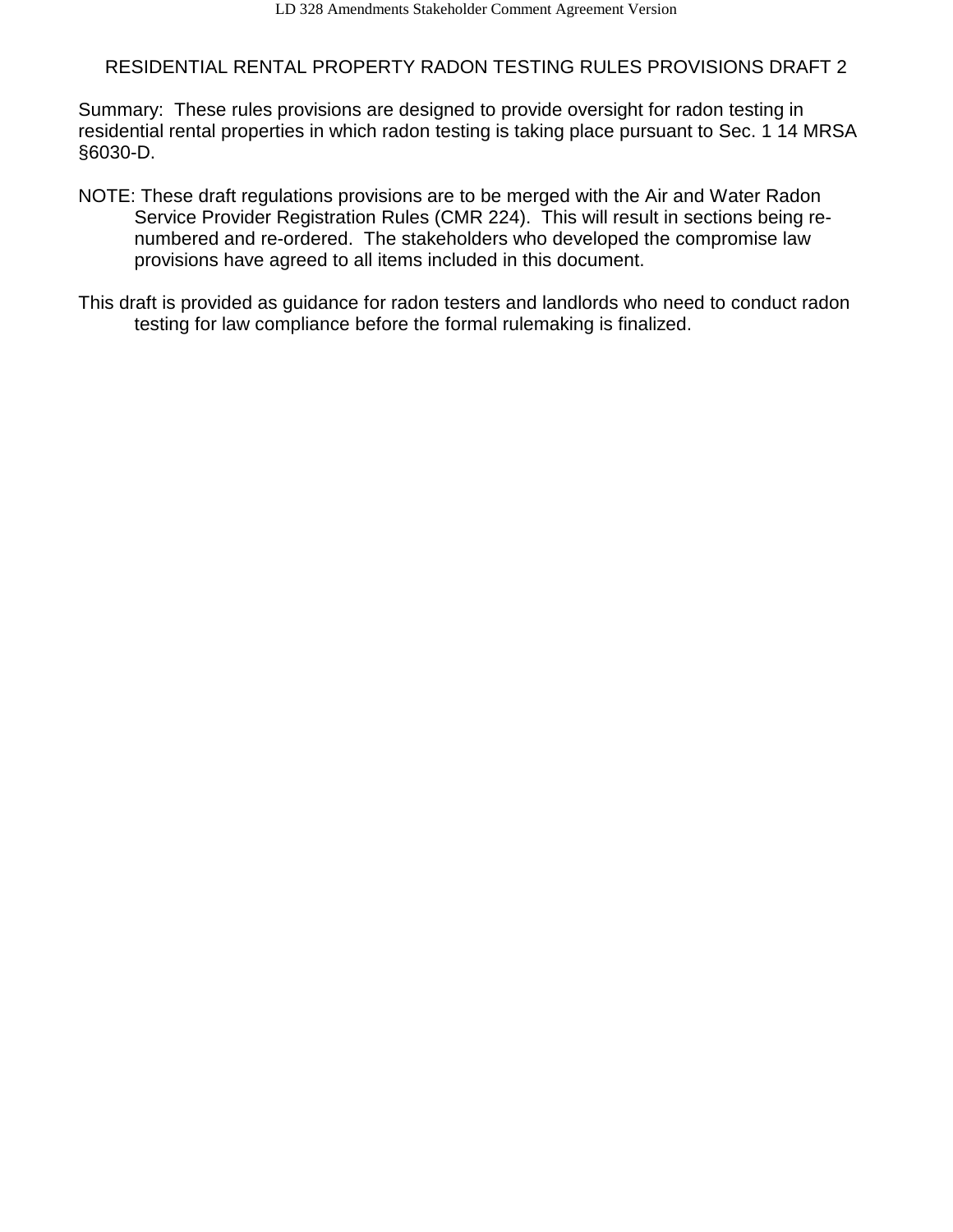# RESIDENTIAL RENTAL PROPERTY RADON TESTING RULES PROVISIONS DRAFT 2

Summary: These rules provisions are designed to provide oversight for radon testing in residential rental properties in which radon testing is taking place pursuant to Sec. 1 14 MRSA §6030-D.

NOTE: These draft regulations provisions are to be merged with the Air and Water Radon Service Provider Registration Rules (CMR 224). This will result in sections being re-numbered and re-ordered. The stakeholders who developed the compromise law provisions have agreed to all items included in this document.

This draft is provided as guidance for radon testers and landlords who need to conduct radon testing for law compliance before the formal rulemaking is finalized.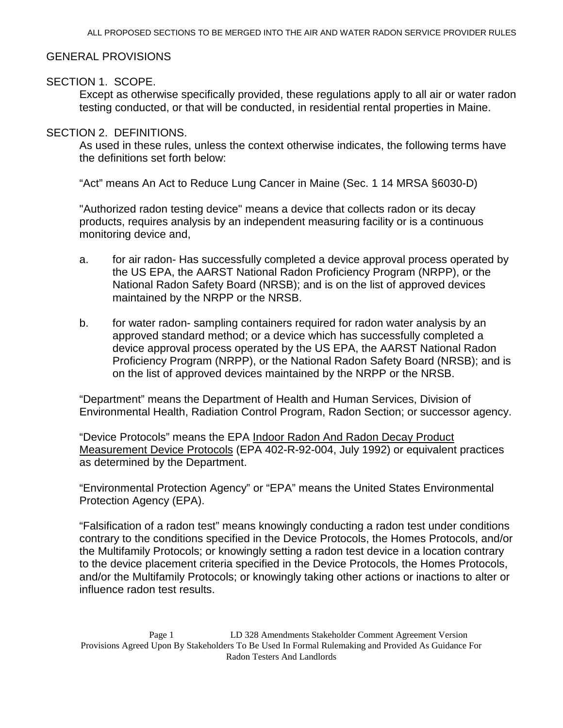ALL PROPOSED SECTIONS TO BE MERGED INTO THE AIR AND WATER RADON SERVICE PROVIDER RULES

## GENERAL PROVISIONS

### SECTION 1. SCOPE.

Except as otherwise specifically provided, these regulations apply to all air or water radon testing conducted, or that will be conducted, in residential rental properties in Maine.

### SECTION 2. DEFINITIONS.

As used in these rules, unless the context otherwise indicates, the following terms have the definitions set forth below:

"Act" means An Act to Reduce Lung Cancer in Maine (Sec. 1 14 MRSA §6030-D)

"Authorized radon testing device" means a device that collects radon or its decay products, requires analysis by an independent measuring facility or is a continuous monitoring device and,

a. for air radon- Has successfully completed a device approval process operated by the US EPA, the AARST National Radon Proficiency Program (NRPP), or the National Radon Safety Board (NRSB); and is on the list of approved devices maintained by the NRPP or the NRSB.

b. for water radon- sampling containers required for radon water analysis by an approved standard method; or a device which has successfully completed a device approval process operated by the US EPA, the AARST National Radon Proficiency Program (NRPP), or the National Radon Safety Board (NRSB); and is on the list of approved devices maintained by the NRPP or the NRSB.

"Department" means the Department of Health and Human Services, Division of Environmental Health, Radiation Control Program, Radon Section; or successor agency.

"Device Protocols" means the EPA Indoor Radon And Radon Decay Product Measurement Device Protocols (EPA 402-R-92-004, July 1992) or equivalent practices as determined by the Department.

"Environmental Protection Agency" or "EPA" means the United States Environmental Protection Agency (EPA).

"Falsification of a radon test" means knowingly conducting a radon test under conditions contrary to the conditions specified in the Device Protocols, the Homes Protocols, and/or the Multifamily Protocols; or knowingly setting a radon test device in a location contrary to the device placement criteria specified in the Device Protocols, the Homes Protocols, and/or the Multifamily Protocols; or knowingly taking other actions or inactions to alter or influence radon test results.

LD 328 Amendments Stakeholder Comment Agreement Version
Provisions Agreed Upon By Stakeholders To Be Used In Formal Rulemaking and Provided As Guidance For Radon Testers And Landlords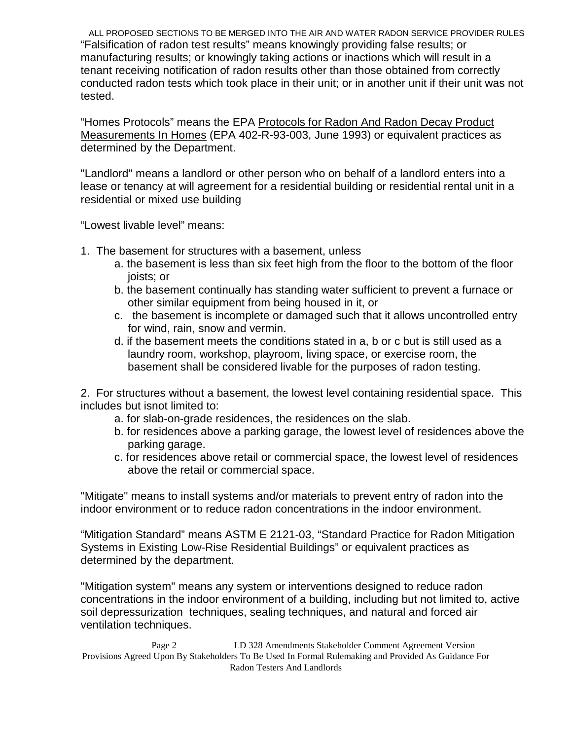"Falsification of radon test results" means knowingly providing false results; or manufacturing results; or knowingly taking actions or inactions which will result in a tenant receiving notification of radon results other than those obtained from correctly conducted radon tests which took place in their unit; or in another unit if their unit was not tested.

"Homes Protocols" means the EPA Protocols for Radon And Radon Decay Product Measurements In Homes (EPA 402-R-93-003, June 1993) or equivalent practices as determined by the Department.

"Landlord" means a landlord or other person who on behalf of a landlord enters into a lease or tenancy at will agreement for a residential building or residential rental unit in a residential or mixed use building

"Lowest livable level" means:

1. The basement for structures with a basement, unless
   a. the basement is less than six feet high from the floor to the bottom of the floor joists; or
   b. the basement continually has standing water sufficient to prevent a furnace or other similar equipment from being housed in it, or
   c. the basement is incomplete or damaged such that it allows uncontrolled entry for wind, rain, snow and vermin.
   d. if the basement meets the conditions stated in a, b or c but is still used as a laundry room, workshop, playroom, living space, or exercise room, the basement shall be considered livable for the purposes of radon testing.

2. For structures without a basement, the lowest level containing residential space. This includes but isnot limited to:
   a. for slab-on-grade residences, the residences on the slab.
   b. for residences above a parking garage, the lowest level of residences above the parking garage.
   c. for residences above retail or commercial space, the lowest level of residences above the retail or commercial space.

"Mitigate" means to install systems and/or materials to prevent entry of radon into the indoor environment or to reduce radon concentrations in the indoor environment.

"Mitigation Standard" means ASTM E 2121-03, "Standard Practice for Radon Mitigation Systems in Existing Low-Rise Residential Buildings" or equivalent practices as determined by the department.

"Mitigation system" means any system or interventions designed to reduce radon concentrations in the indoor environment of a building, including but not limited to, active soil depressurization techniques, sealing techniques, and natural and forced air ventilation techniques.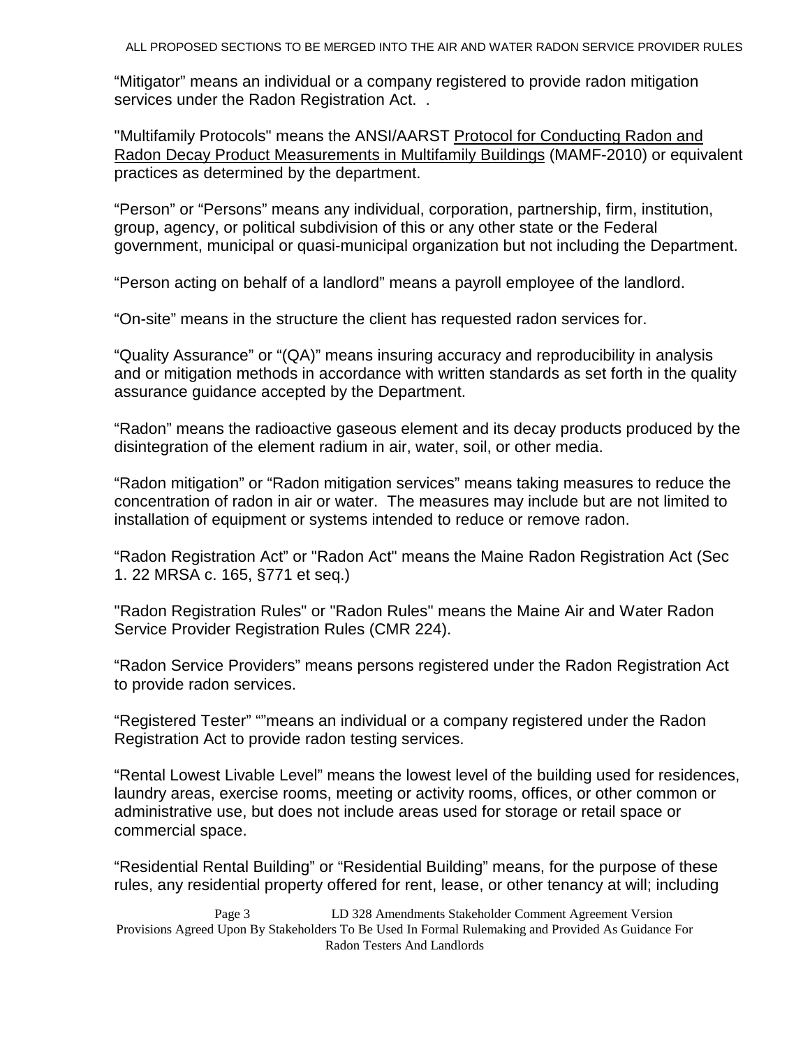"Mitigator" means an individual or a company registered to provide radon mitigation services under the Radon Registration Act. .

"Multifamily Protocols" means the ANSI/AARST Protocol for Conducting Radon and Radon Decay Product Measurements in Multifamily Buildings (MAMF-2010) or equivalent practices as determined by the department.

"Person" or "Persons" means any individual, corporation, partnership, firm, institution, group, agency, or political subdivision of this or any other state or the Federal government, municipal or quasi-municipal organization but not including the Department.

"Person acting on behalf of a landlord" means a payroll employee of the landlord.

"On-site" means in the structure the client has requested radon services for.

"Quality Assurance" or "(QA)" means insuring accuracy and reproducibility in analysis and or mitigation methods in accordance with written standards as set forth in the quality assurance guidance accepted by the Department.

"Radon" means the radioactive gaseous element and its decay products produced by the disintegration of the element radium in air, water, soil, or other media.

"Radon mitigation" or "Radon mitigation services" means taking measures to reduce the concentration of radon in air or water. The measures may include but are not limited to installation of equipment or systems intended to reduce or remove radon.

"Radon Registration Act" or "Radon Act" means the Maine Radon Registration Act (Sec 1. 22 MRSA c. 165, §771 et seq.)

"Radon Registration Rules" or "Radon Rules" means the Maine Air and Water Radon Service Provider Registration Rules (CMR 224).

"Radon Service Providers" means persons registered under the Radon Registration Act to provide radon services.

"Registered Tester" ""means an individual or a company registered under the Radon Registration Act to provide radon testing services.

"Rental Lowest Livable Level" means the lowest level of the building used for residences, laundry areas, exercise rooms, meeting or activity rooms, offices, or other common or administrative use, but does not include areas used for storage or retail space or commercial space.

"Residential Rental Building" or "Residential Building" means, for the purpose of these rules, any residential property offered for rent, lease, or other tenancy at will; including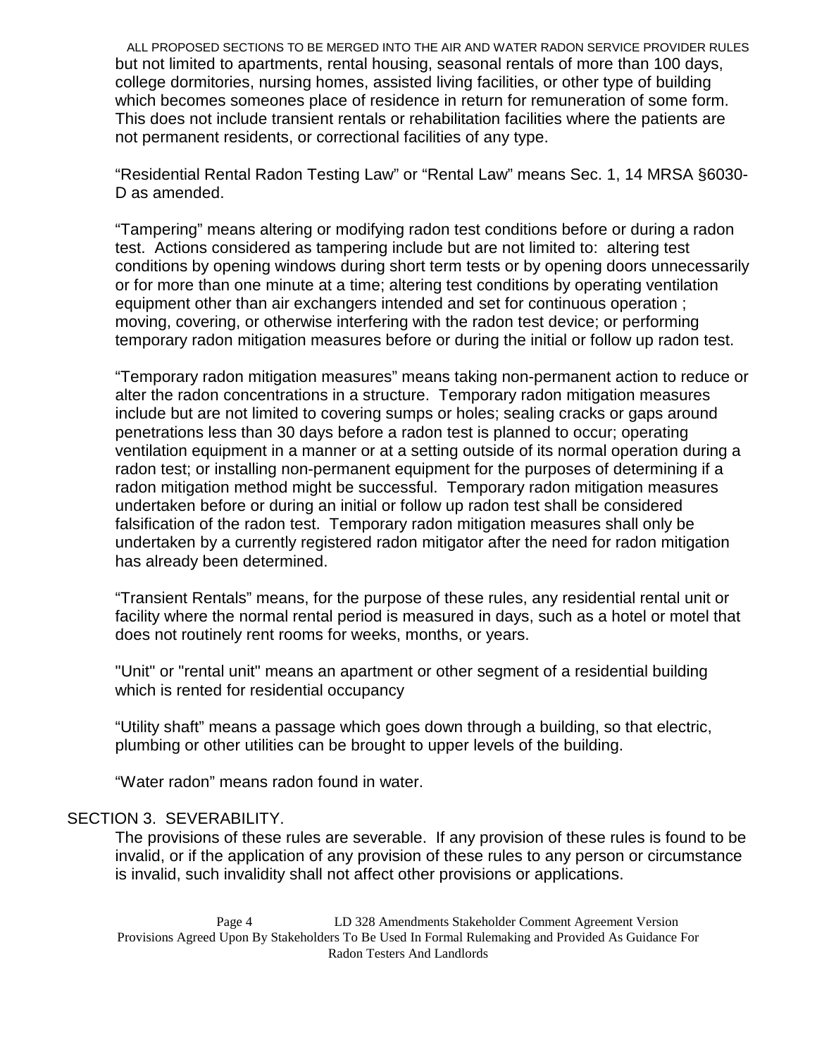but not limited to apartments, rental housing, seasonal rentals of more than 100 days, college dormitories, nursing homes, assisted living facilities, or other type of building which becomes someones place of residence in return for remuneration of some form. This does not include transient rentals or rehabilitation facilities where the patients are not permanent residents, or correctional facilities of any type.

"Residential Rental Radon Testing Law" or "Rental Law" means Sec. 1, 14 MRSA §6030-D as amended.

"Tampering" means altering or modifying radon test conditions before or during a radon test. Actions considered as tampering include but are not limited to: altering test conditions by opening windows during short term tests or by opening doors unnecessarily or for more than one minute at a time; altering test conditions by operating ventilation equipment other than air exchangers intended and set for continuous operation ; moving, covering, or otherwise interfering with the radon test device; or performing temporary radon mitigation measures before or during the initial or follow up radon test.

"Temporary radon mitigation measures" means taking non-permanent action to reduce or alter the radon concentrations in a structure. Temporary radon mitigation measures include but are not limited to covering sumps or holes; sealing cracks or gaps around penetrations less than 30 days before a radon test is planned to occur; operating ventilation equipment in a manner or at a setting outside of its normal operation during a radon test; or installing non-permanent equipment for the purposes of determining if a radon mitigation method might be successful. Temporary radon mitigation measures undertaken before or during an initial or follow up radon test shall be considered falsification of the radon test. Temporary radon mitigation measures shall only be undertaken by a currently registered radon mitigator after the need for radon mitigation has already been determined.

"Transient Rentals" means, for the purpose of these rules, any residential rental unit or facility where the normal rental period is measured in days, such as a hotel or motel that does not routinely rent rooms for weeks, months, or years.

"Unit" or "rental unit" means an apartment or other segment of a residential building which is rented for residential occupancy

"Utility shaft" means a passage which goes down through a building, so that electric, plumbing or other utilities can be brought to upper levels of the building.

"Water radon" means radon found in water.

## SECTION 3. SEVERABILITY.

The provisions of these rules are severable. If any provision of these rules is found to be invalid, or if the application of any provision of these rules to any person or circumstance is invalid, such invalidity shall not affect other provisions or applications.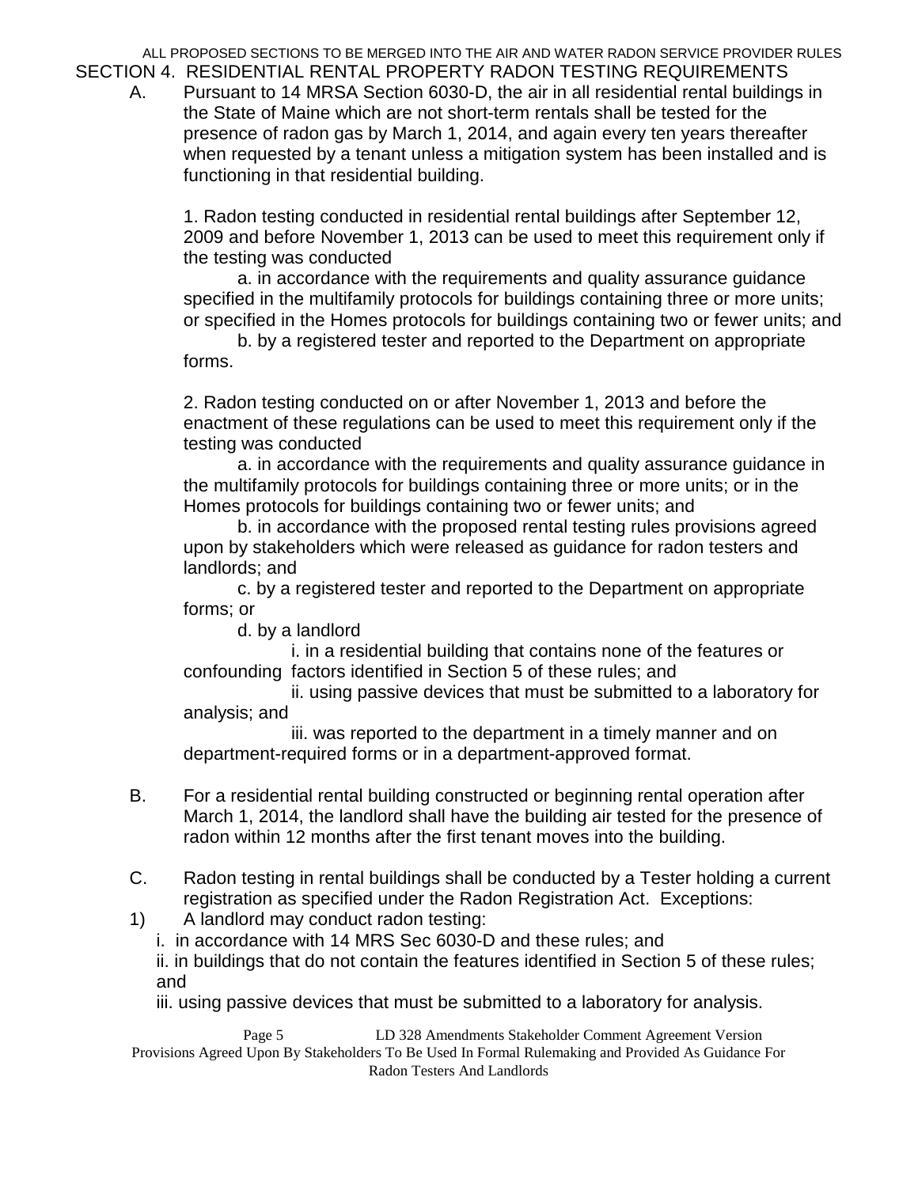ALL PROPOSED SECTIONS TO BE MERGED INTO THE AIR AND WATER RADON SERVICE PROVIDER RULES

## SECTION 4. RESIDENTIAL RENTAL PROPERTY RADON TESTING REQUIREMENTS

A. Pursuant to 14 MRSA Section 6030-D, the air in all residential rental buildings in the State of Maine which are not short-term rentals shall be tested for the presence of radon gas by March 1, 2014, and again every ten years thereafter when requested by a tenant unless a mitigation system has been installed and is functioning in that residential building.

1. Radon testing conducted in residential rental buildings after September 12, 2009 and before November 1, 2013 can be used to meet this requirement only if the testing was conducted

    a. in accordance with the requirements and quality assurance guidance specified in the multifamily protocols for buildings containing three or more units; or specified in the Homes protocols for buildings containing two or fewer units; and

    b. by a registered tester and reported to the Department on appropriate forms.

2. Radon testing conducted on or after November 1, 2013 and before the enactment of these regulations can be used to meet this requirement only if the testing was conducted

    a. in accordance with the requirements and quality assurance guidance in the multifamily protocols for buildings containing three or more units; or in the Homes protocols for buildings containing two or fewer units; and

    b. in accordance with the proposed rental testing rules provisions agreed upon by stakeholders which were released as guidance for radon testers and landlords; and

    c. by a registered tester and reported to the Department on appropriate forms; or

    d. by a landlord

        i. in a residential building that contains none of the features or confounding factors identified in Section 5 of these rules; and

        ii. using passive devices that must be submitted to a laboratory for analysis; and

        iii. was reported to the department in a timely manner and on department-required forms or in a department-approved format.

B. For a residential rental building constructed or beginning rental operation after March 1, 2014, the landlord shall have the building air tested for the presence of radon within 12 months after the first tenant moves into the building.

C. Radon testing in rental buildings shall be conducted by a Tester holding a current registration as specified under the Radon Registration Act. Exceptions:

1) A landlord may conduct radon testing:

    i. in accordance with 14 MRS Sec 6030-D and these rules; and

    ii. in buildings that do not contain the features identified in Section 5 of these rules; and

    iii. using passive devices that must be submitted to a laboratory for analysis.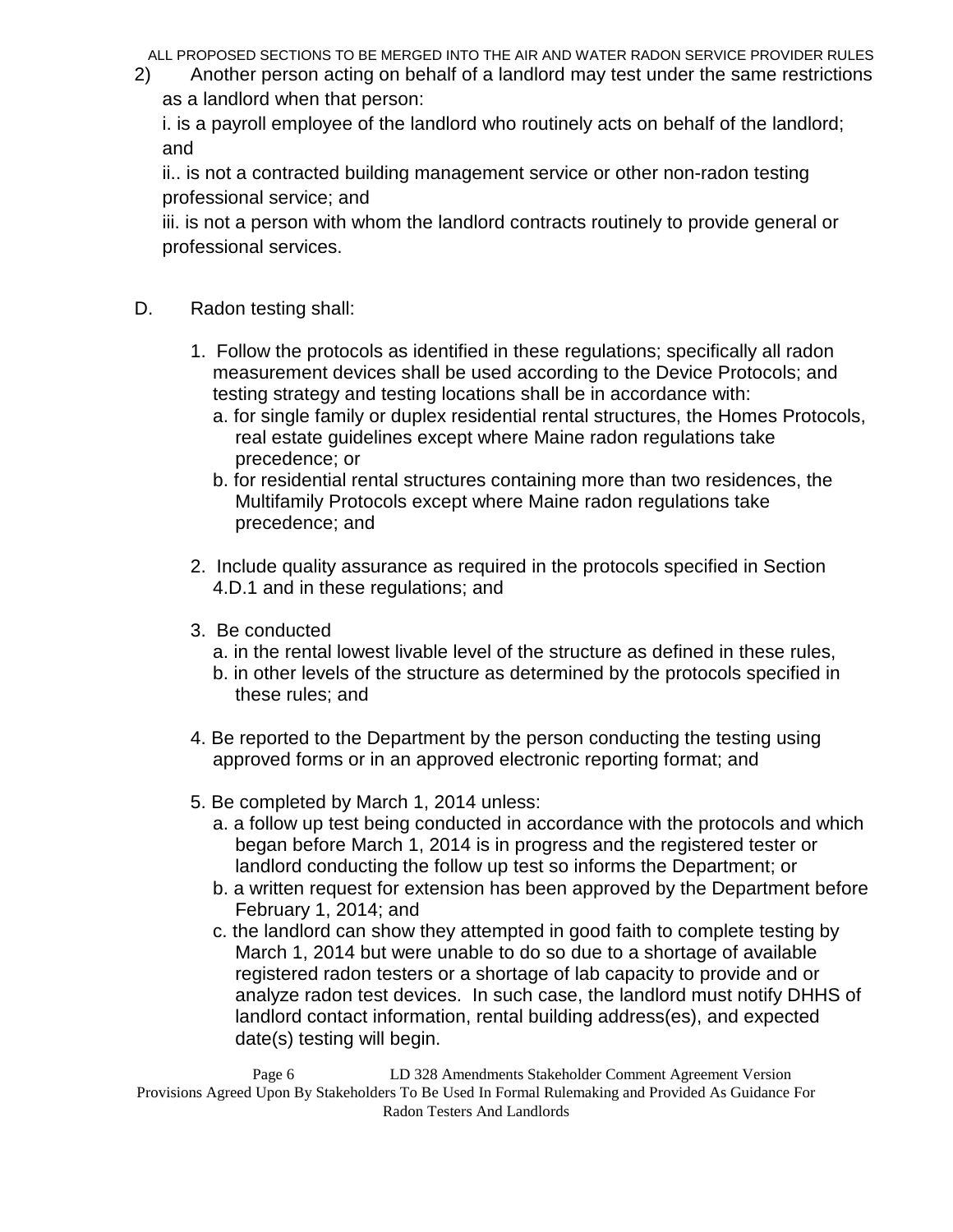2) Another person acting on behalf of a landlord may test under the same restrictions as a landlord when that person:

i. is a payroll employee of the landlord who routinely acts on behalf of the landlord; and

ii.. is not a contracted building management service or other non-radon testing professional service; and

iii. is not a person with whom the landlord contracts routinely to provide general or professional services.

D. Radon testing shall:

1. Follow the protocols as identified in these regulations; specifically all radon measurement devices shall be used according to the Device Protocols; and testing strategy and testing locations shall be in accordance with:
   a. for single family or duplex residential rental structures, the Homes Protocols, real estate guidelines except where Maine radon regulations take precedence; or
   b. for residential rental structures containing more than two residences, the Multifamily Protocols except where Maine radon regulations take precedence; and

2. Include quality assurance as required in the protocols specified in Section 4.D.1 and in these regulations; and

3. Be conducted
   a. in the rental lowest livable level of the structure as defined in these rules,
   b. in other levels of the structure as determined by the protocols specified in these rules; and

4. Be reported to the Department by the person conducting the testing using approved forms or in an approved electronic reporting format; and

5. Be completed by March 1, 2014 unless:
   a. a follow up test being conducted in accordance with the protocols and which began before March 1, 2014 is in progress and the registered tester or landlord conducting the follow up test so informs the Department; or
   b. a written request for extension has been approved by the Department before February 1, 2014; and
   c. the landlord can show they attempted in good faith to complete testing by March 1, 2014 but were unable to do so due to a shortage of available registered radon testers or a shortage of lab capacity to provide and or analyze radon test devices. In such case, the landlord must notify DHHS of landlord contact information, rental building address(es), and expected date(s) testing will begin.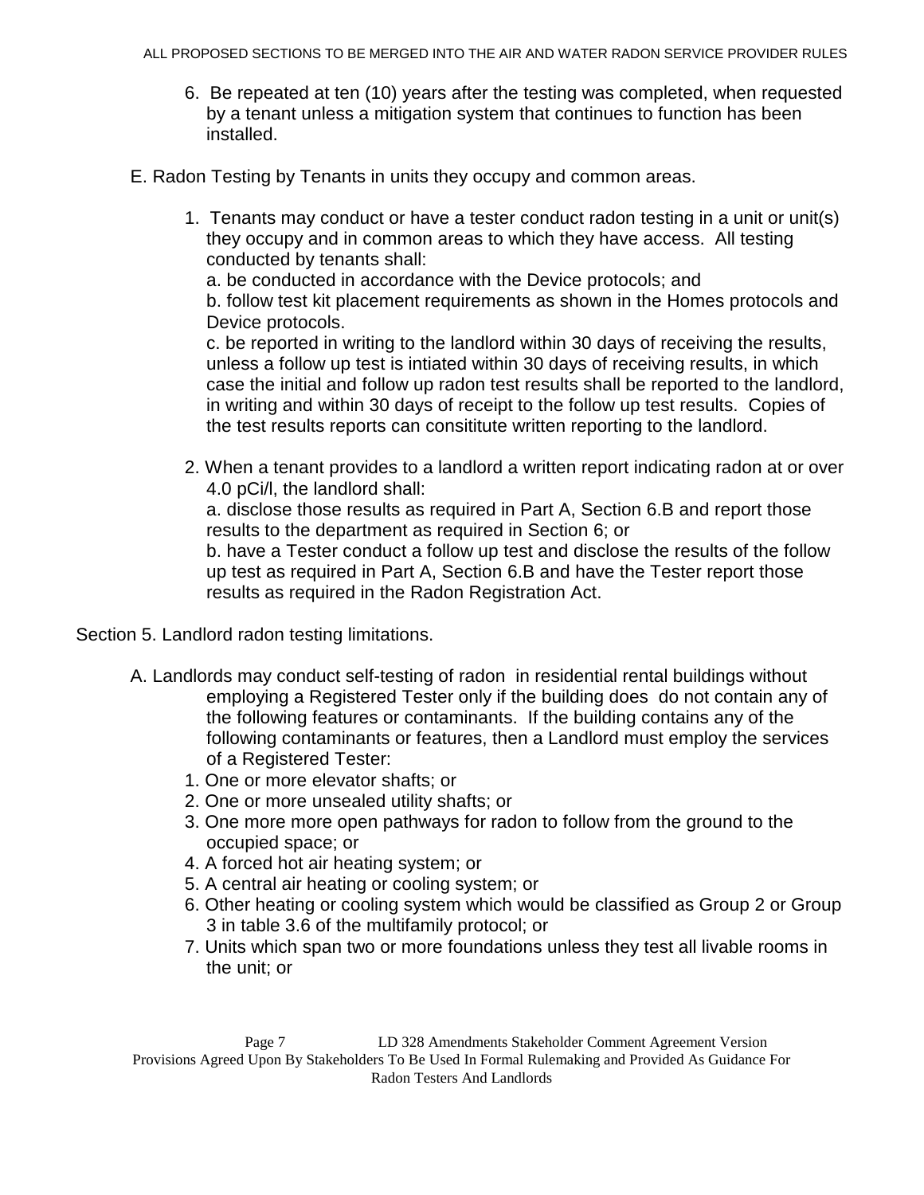6. Be repeated at ten (10) years after the testing was completed, when requested by a tenant unless a mitigation system that continues to function has been installed.

E. Radon Testing by Tenants in units they occupy and common areas.

1. Tenants may conduct or have a tester conduct radon testing in a unit or unit(s) they occupy and in common areas to which they have access. All testing conducted by tenants shall:
   a. be conducted in accordance with the Device protocols; and
   b. follow test kit placement requirements as shown in the Homes protocols and Device protocols.
   c. be reported in writing to the landlord within 30 days of receiving the results, unless a follow up test is intiated within 30 days of receiving results, in which case the initial and follow up radon test results shall be reported to the landlord, in writing and within 30 days of receipt to the follow up test results. Copies of the test results reports can consititute written reporting to the landlord.

2. When a tenant provides to a landlord a written report indicating radon at or over 4.0 pCi/l, the landlord shall:
   a. disclose those results as required in Part A, Section 6.B and report those results to the department as required in Section 6; or
   b. have a Tester conduct a follow up test and disclose the results of the follow up test as required in Part A, Section 6.B and have the Tester report those results as required in the Radon Registration Act.

Section 5. Landlord radon testing limitations.

A. Landlords may conduct self-testing of radon in residential rental buildings without employing a Registered Tester only if the building does do not contain any of the following features or contaminants. If the building contains any of the following contaminants or features, then a Landlord must employ the services of a Registered Tester:
   1. One or more elevator shafts; or
   2. One or more unsealed utility shafts; or
   3. One more more open pathways for radon to follow from the ground to the occupied space; or
   4. A forced hot air heating system; or
   5. A central air heating or cooling system; or
   6. Other heating or cooling system which would be classified as Group 2 or Group 3 in table 3.6 of the multifamily protocol; or
   7. Units which span two or more foundations unless they test all livable rooms in the unit; or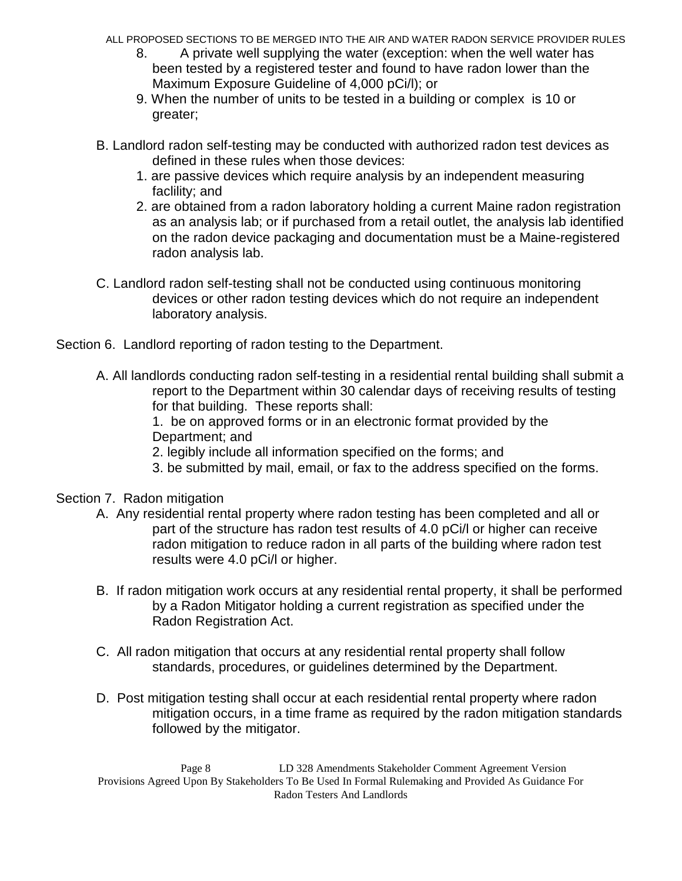8. A private well supplying the water (exception: when the well water has been tested by a registered tester and found to have radon lower than the Maximum Exposure Guideline of 4,000 pCi/l); or
9. When the number of units to be tested in a building or complex is 10 or greater;

B. Landlord radon self-testing may be conducted with authorized radon test devices as defined in these rules when those devices:
1. are passive devices which require analysis by an independent measuring faclility; and
2. are obtained from a radon laboratory holding a current Maine radon registration as an analysis lab; or if purchased from a retail outlet, the analysis lab identified on the radon device packaging and documentation must be a Maine-registered radon analysis lab.

C. Landlord radon self-testing shall not be conducted using continuous monitoring devices or other radon testing devices which do not require an independent laboratory analysis.

Section 6. Landlord reporting of radon testing to the Department.

A. All landlords conducting radon self-testing in a residential rental building shall submit a report to the Department within 30 calendar days of receiving results of testing for that building. These reports shall:
1. be on approved forms or in an electronic format provided by the Department; and
2. legibly include all information specified on the forms; and
3. be submitted by mail, email, or fax to the address specified on the forms.

Section 7. Radon mitigation

A. Any residential rental property where radon testing has been completed and all or part of the structure has radon test results of 4.0 pCi/l or higher can receive radon mitigation to reduce radon in all parts of the building where radon test results were 4.0 pCi/l or higher.

B. If radon mitigation work occurs at any residential rental property, it shall be performed by a Radon Mitigator holding a current registration as specified under the Radon Registration Act.

C. All radon mitigation that occurs at any residential rental property shall follow standards, procedures, or guidelines determined by the Department.

D. Post mitigation testing shall occur at each residential rental property where radon mitigation occurs, in a time frame as required by the radon mitigation standards followed by the mitigator.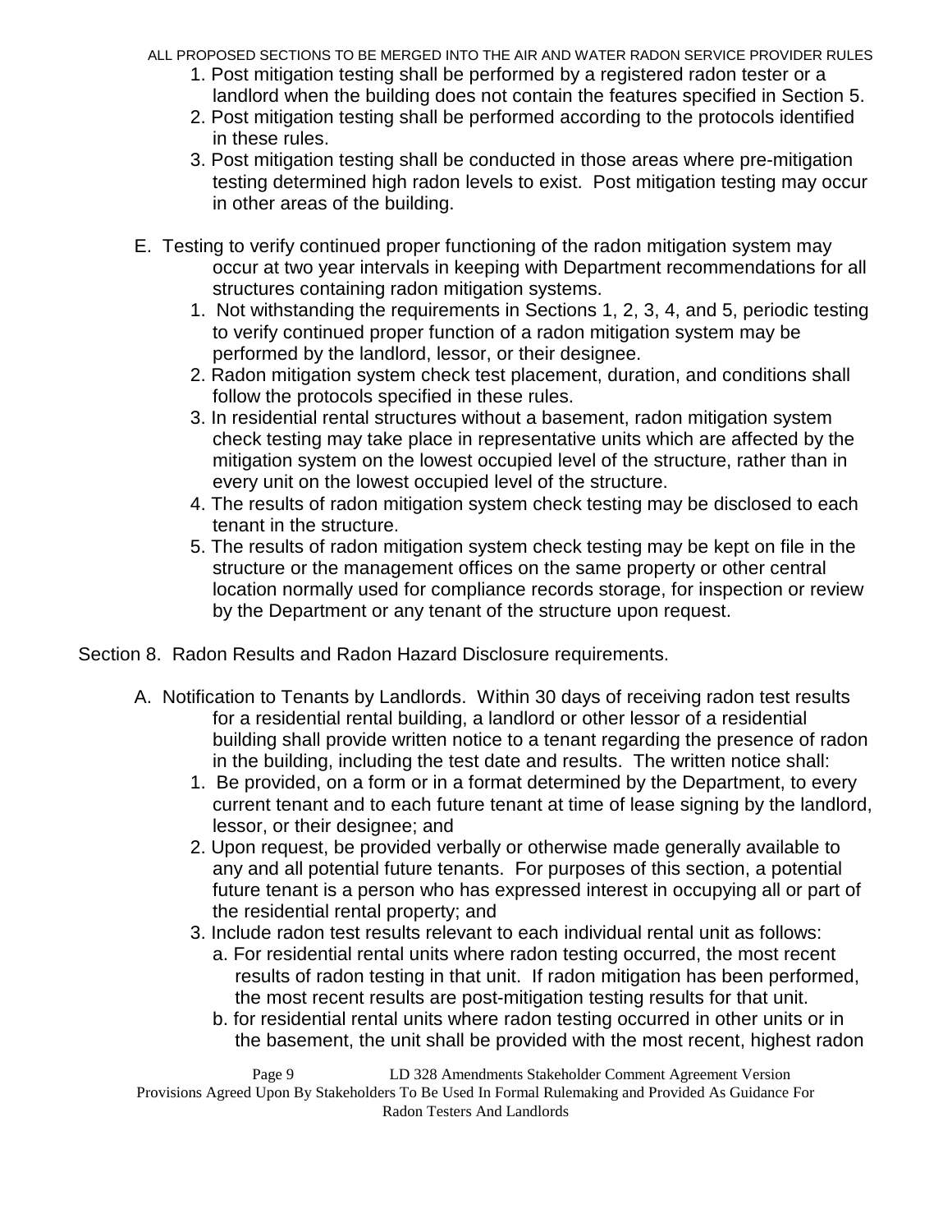1. Post mitigation testing shall be performed by a registered radon tester or a landlord when the building does not contain the features specified in Section 5.
2. Post mitigation testing shall be performed according to the protocols identified in these rules.
3. Post mitigation testing shall be conducted in those areas where pre-mitigation testing determined high radon levels to exist. Post mitigation testing may occur in other areas of the building.

E. Testing to verify continued proper functioning of the radon mitigation system may occur at two year intervals in keeping with Department recommendations for all structures containing radon mitigation systems.
   1. Not withstanding the requirements in Sections 1, 2, 3, 4, and 5, periodic testing to verify continued proper function of a radon mitigation system may be performed by the landlord, lessor, or their designee.
   2. Radon mitigation system check test placement, duration, and conditions shall follow the protocols specified in these rules.
   3. In residential rental structures without a basement, radon mitigation system check testing may take place in representative units which are affected by the mitigation system on the lowest occupied level of the structure, rather than in every unit on the lowest occupied level of the structure.
   4. The results of radon mitigation system check testing may be disclosed to each tenant in the structure.
   5. The results of radon mitigation system check testing may be kept on file in the structure or the management offices on the same property or other central location normally used for compliance records storage, for inspection or review by the Department or any tenant of the structure upon request.

Section 8. Radon Results and Radon Hazard Disclosure requirements.

A. Notification to Tenants by Landlords. Within 30 days of receiving radon test results for a residential rental building, a landlord or other lessor of a residential building shall provide written notice to a tenant regarding the presence of radon in the building, including the test date and results. The written notice shall:
   1. Be provided, on a form or in a format determined by the Department, to every current tenant and to each future tenant at time of lease signing by the landlord, lessor, or their designee; and
   2. Upon request, be provided verbally or otherwise made generally available to any and all potential future tenants. For purposes of this section, a potential future tenant is a person who has expressed interest in occupying all or part of the residential rental property; and
   3. Include radon test results relevant to each individual rental unit as follows:
      a. For residential rental units where radon testing occurred, the most recent results of radon testing in that unit. If radon mitigation has been performed, the most recent results are post-mitigation testing results for that unit.
      b. for residential rental units where radon testing occurred in other units or in the basement, the unit shall be provided with the most recent, highest radon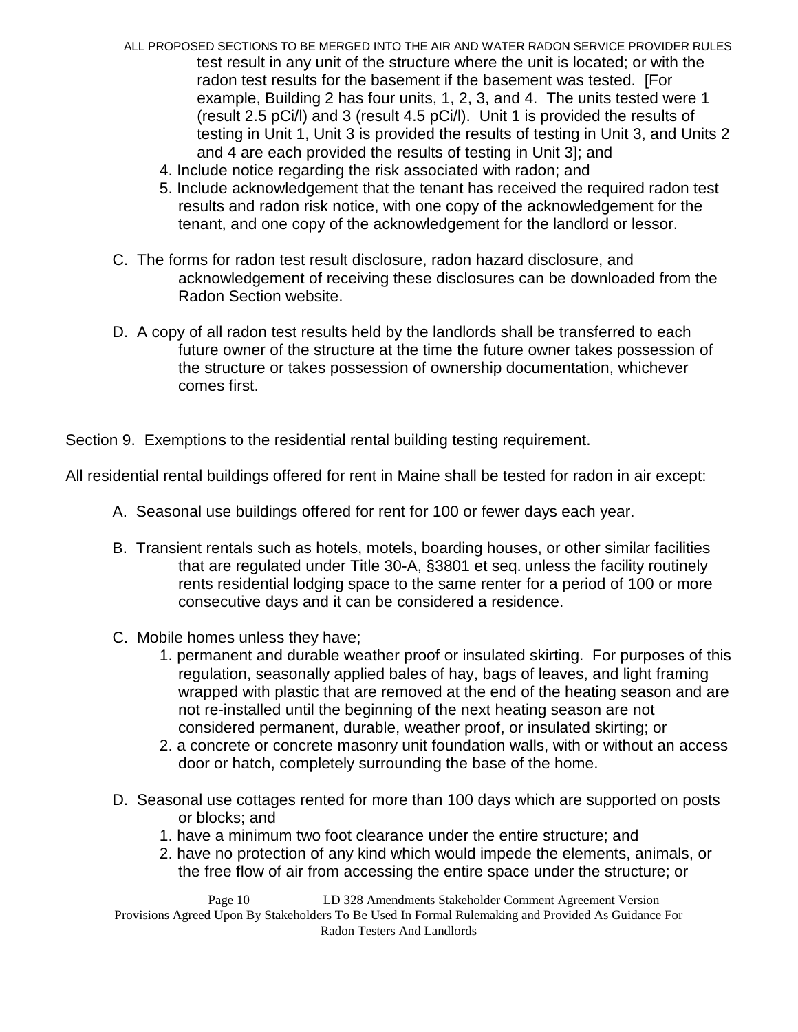test result in any unit of the structure where the unit is located; or with the radon test results for the basement if the basement was tested. [For example, Building 2 has four units, 1, 2, 3, and 4. The units tested were 1 (result 2.5 pCi/l) and 3 (result 4.5 pCi/l). Unit 1 is provided the results of testing in Unit 1, Unit 3 is provided the results of testing in Unit 3, and Units 2 and 4 are each provided the results of testing in Unit 3]; and

4. Include notice regarding the risk associated with radon; and
5. Include acknowledgement that the tenant has received the required radon test results and radon risk notice, with one copy of the acknowledgement for the tenant, and one copy of the acknowledgement for the landlord or lessor.

C. The forms for radon test result disclosure, radon hazard disclosure, and acknowledgement of receiving these disclosures can be downloaded from the Radon Section website.

D. A copy of all radon test results held by the landlords shall be transferred to each future owner of the structure at the time the future owner takes possession of the structure or takes possession of ownership documentation, whichever comes first.

Section 9. Exemptions to the residential rental building testing requirement.

All residential rental buildings offered for rent in Maine shall be tested for radon in air except:

A. Seasonal use buildings offered for rent for 100 or fewer days each year.

B. Transient rentals such as hotels, motels, boarding houses, or other similar facilities that are regulated under Title 30-A, §3801 et seq. unless the facility routinely rents residential lodging space to the same renter for a period of 100 or more consecutive days and it can be considered a residence.

C. Mobile homes unless they have;

1. permanent and durable weather proof or insulated skirting. For purposes of this regulation, seasonally applied bales of hay, bags of leaves, and light framing wrapped with plastic that are removed at the end of the heating season and are not re-installed until the beginning of the next heating season are not considered permanent, durable, weather proof, or insulated skirting; or
2. a concrete or concrete masonry unit foundation walls, with or without an access door or hatch, completely surrounding the base of the home.

D. Seasonal use cottages rented for more than 100 days which are supported on posts or blocks; and

1. have a minimum two foot clearance under the entire structure; and
2. have no protection of any kind which would impede the elements, animals, or the free flow of air from accessing the entire space under the structure; or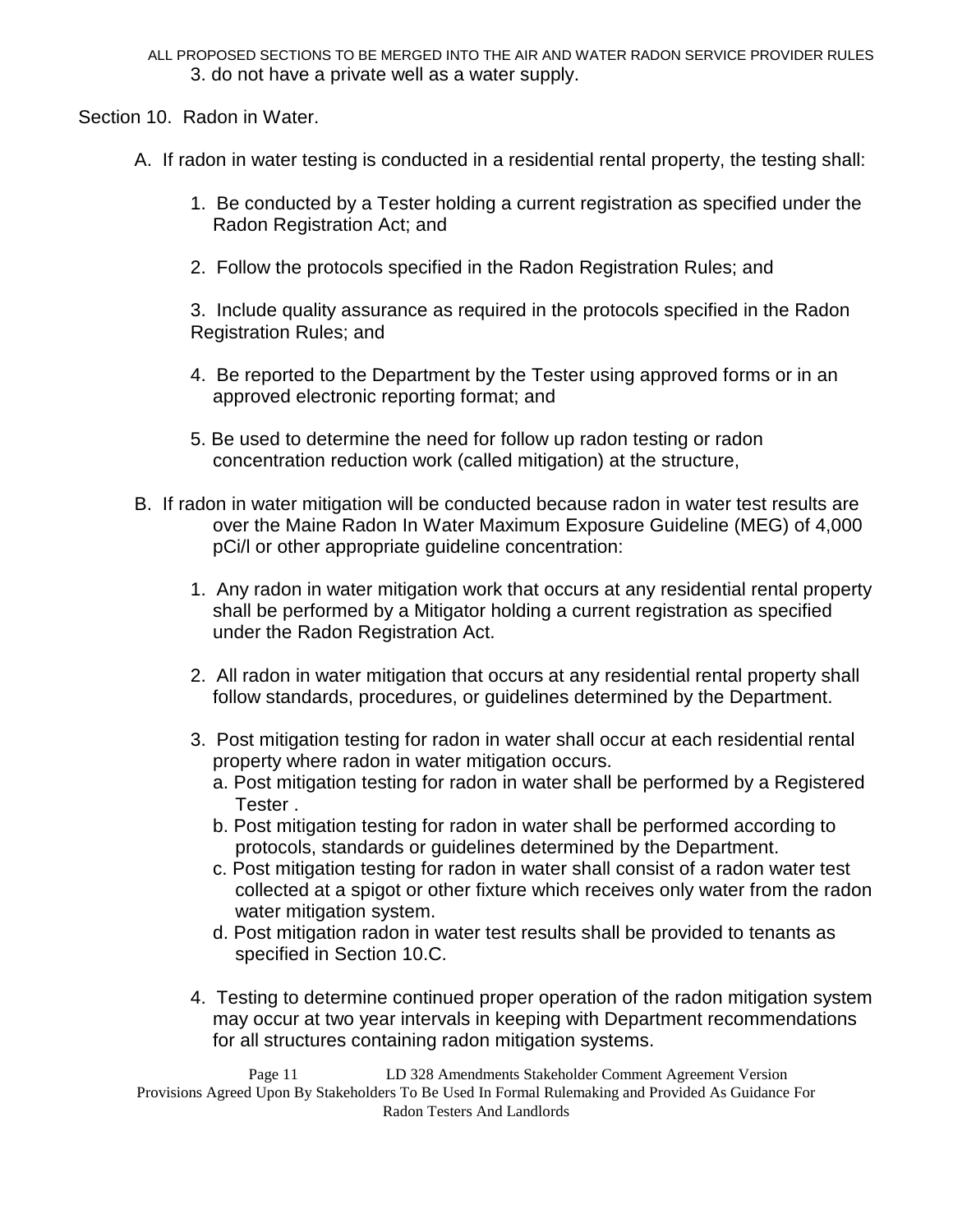3. do not have a private well as a water supply.

Section 10. Radon in Water.

A. If radon in water testing is conducted in a residential rental property, the testing shall:

1. Be conducted by a Tester holding a current registration as specified under the Radon Registration Act; and

2. Follow the protocols specified in the Radon Registration Rules; and

3. Include quality assurance as required in the protocols specified in the Radon Registration Rules; and

4. Be reported to the Department by the Tester using approved forms or in an approved electronic reporting format; and

5. Be used to determine the need for follow up radon testing or radon concentration reduction work (called mitigation) at the structure,

B. If radon in water mitigation will be conducted because radon in water test results are over the Maine Radon In Water Maximum Exposure Guideline (MEG) of 4,000 pCi/l or other appropriate guideline concentration:

1. Any radon in water mitigation work that occurs at any residential rental property shall be performed by a Mitigator holding a current registration as specified under the Radon Registration Act.

2. All radon in water mitigation that occurs at any residential rental property shall follow standards, procedures, or guidelines determined by the Department.

3. Post mitigation testing for radon in water shall occur at each residential rental property where radon in water mitigation occurs.
   a. Post mitigation testing for radon in water shall be performed by a Registered Tester .
   b. Post mitigation testing for radon in water shall be performed according to protocols, standards or guidelines determined by the Department.
   c. Post mitigation testing for radon in water shall consist of a radon water test collected at a spigot or other fixture which receives only water from the radon water mitigation system.
   d. Post mitigation radon in water test results shall be provided to tenants as specified in Section 10.C.

4. Testing to determine continued proper operation of the radon mitigation system may occur at two year intervals in keeping with Department recommendations for all structures containing radon mitigation systems.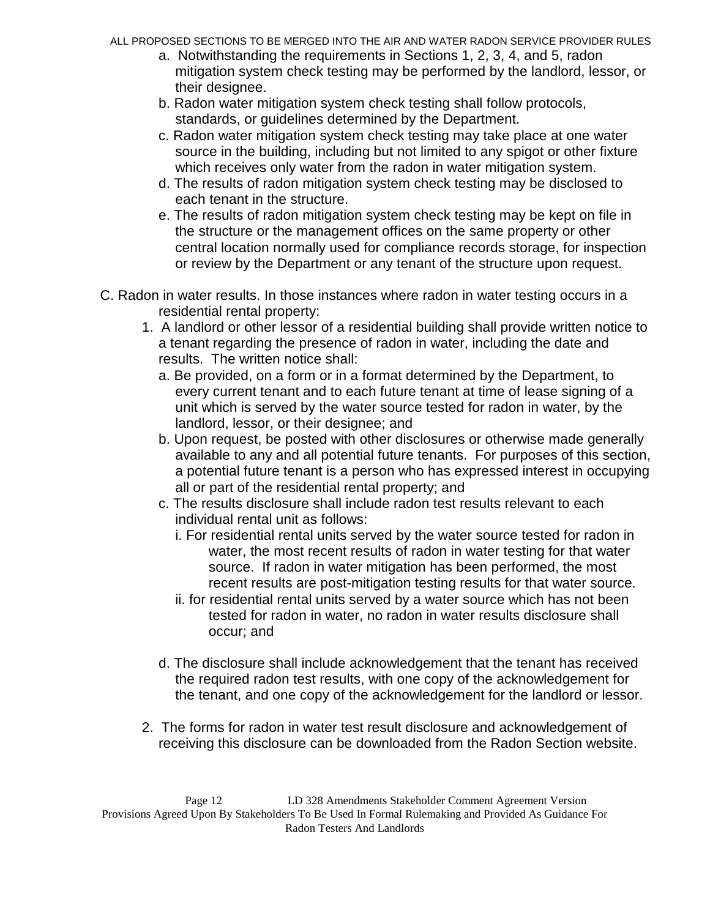a. Notwithstanding the requirements in Sections 1, 2, 3, 4, and 5, radon mitigation system check testing may be performed by the landlord, lessor, or their designee.

b. Radon water mitigation system check testing shall follow protocols, standards, or guidelines determined by the Department.

c. Radon water mitigation system check testing may take place at one water source in the building, including but not limited to any spigot or other fixture which receives only water from the radon in water mitigation system.

d. The results of radon mitigation system check testing may be disclosed to each tenant in the structure.

e. The results of radon mitigation system check testing may be kept on file in the structure or the management offices on the same property or other central location normally used for compliance records storage, for inspection or review by the Department or any tenant of the structure upon request.

C. Radon in water results. In those instances where radon in water testing occurs in a residential rental property:

1. A landlord or other lessor of a residential building shall provide written notice to a tenant regarding the presence of radon in water, including the date and results. The written notice shall:

   a. Be provided, on a form or in a format determined by the Department, to every current tenant and to each future tenant at time of lease signing of a unit which is served by the water source tested for radon in water, by the landlord, lessor, or their designee; and

   b. Upon request, be posted with other disclosures or otherwise made generally available to any and all potential future tenants. For purposes of this section, a potential future tenant is a person who has expressed interest in occupying all or part of the residential rental property; and

   c. The results disclosure shall include radon test results relevant to each individual rental unit as follows:

      i. For residential rental units served by the water source tested for radon in water, the most recent results of radon in water testing for that water source. If radon in water mitigation has been performed, the most recent results are post-mitigation testing results for that water source.

      ii. for residential rental units served by a water source which has not been tested for radon in water, no radon in water results disclosure shall occur; and

   d. The disclosure shall include acknowledgement that the tenant has received the required radon test results, with one copy of the acknowledgement for the tenant, and one copy of the acknowledgement for the landlord or lessor.

2. The forms for radon in water test result disclosure and acknowledgement of receiving this disclosure can be downloaded from the Radon Section website.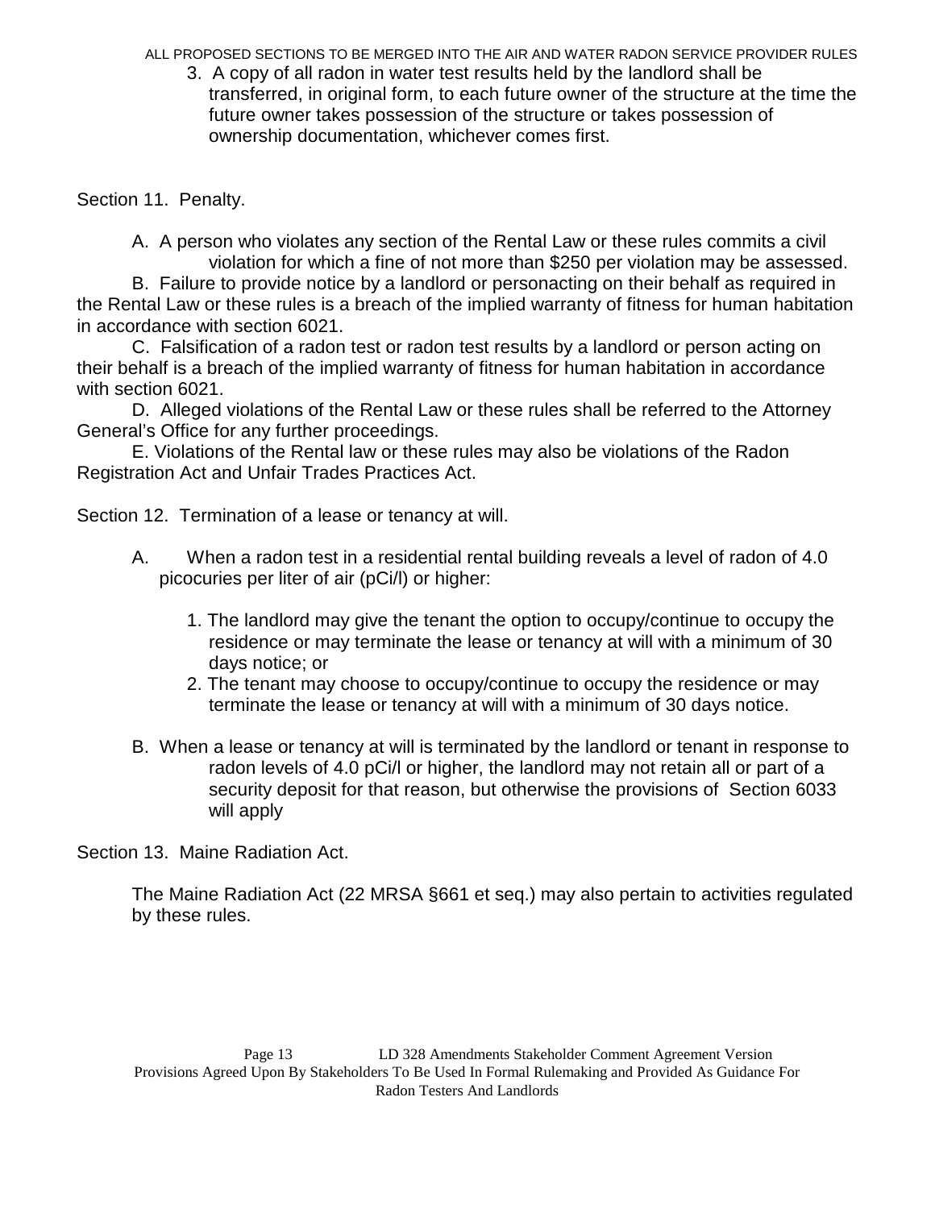3. A copy of all radon in water test results held by the landlord shall be transferred, in original form, to each future owner of the structure at the time the future owner takes possession of the structure or takes possession of ownership documentation, whichever comes first.

Section 11. Penalty.

A. A person who violates any section of the Rental Law or these rules commits a civil violation for which a fine of not more than $250 per violation may be assessed.

B. Failure to provide notice by a landlord or personacting on their behalf as required in the Rental Law or these rules is a breach of the implied warranty of fitness for human habitation in accordance with section 6021.

C. Falsification of a radon test or radon test results by a landlord or person acting on their behalf is a breach of the implied warranty of fitness for human habitation in accordance with section 6021.

D. Alleged violations of the Rental Law or these rules shall be referred to the Attorney General's Office for any further proceedings.

E. Violations of the Rental law or these rules may also be violations of the Radon Registration Act and Unfair Trades Practices Act.

Section 12. Termination of a lease or tenancy at will.

A. When a radon test in a residential rental building reveals a level of radon of 4.0 picocuries per liter of air (pCi/l) or higher:

1. The landlord may give the tenant the option to occupy/continue to occupy the residence or may terminate the lease or tenancy at will with a minimum of 30 days notice; or
2. The tenant may choose to occupy/continue to occupy the residence or may terminate the lease or tenancy at will with a minimum of 30 days notice.

B. When a lease or tenancy at will is terminated by the landlord or tenant in response to radon levels of 4.0 pCi/l or higher, the landlord may not retain all or part of a security deposit for that reason, but otherwise the provisions of Section 6033 will apply

Section 13. Maine Radiation Act.

The Maine Radiation Act (22 MRSA §661 et seq.) may also pertain to activities regulated by these rules.